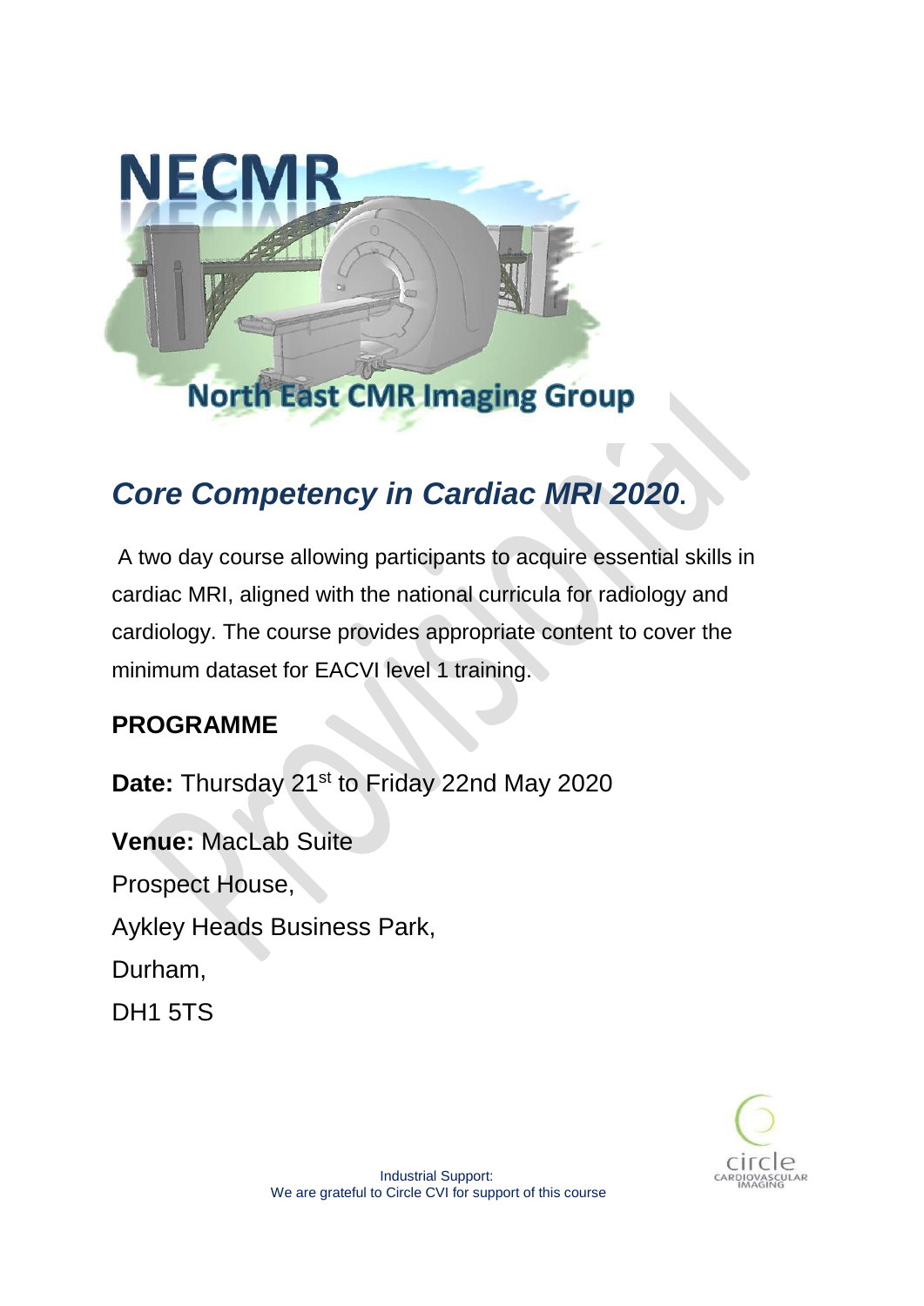NECMR

North East CMR Imaging Group

# *Core Competency in Cardiac MRI 2020*.

A two day course allowing participants to acquire essential skills in cardiac MRI, aligned with the national curricula for radiology and cardiology. The course provides appropriate content to cover the minimum dataset for EACVI level 1 training.

## PROGRAMME

**Date:** Thursday 21st to Friday 22nd May 2020

**Venue:** MacLab Suite
Prospect House,
Aykley Heads Business Park,
Durham,
DH1 5TS

Industrial Support:
We are grateful to Circle CVI for support of this course

circle CARDIOVASCULAR IMAGING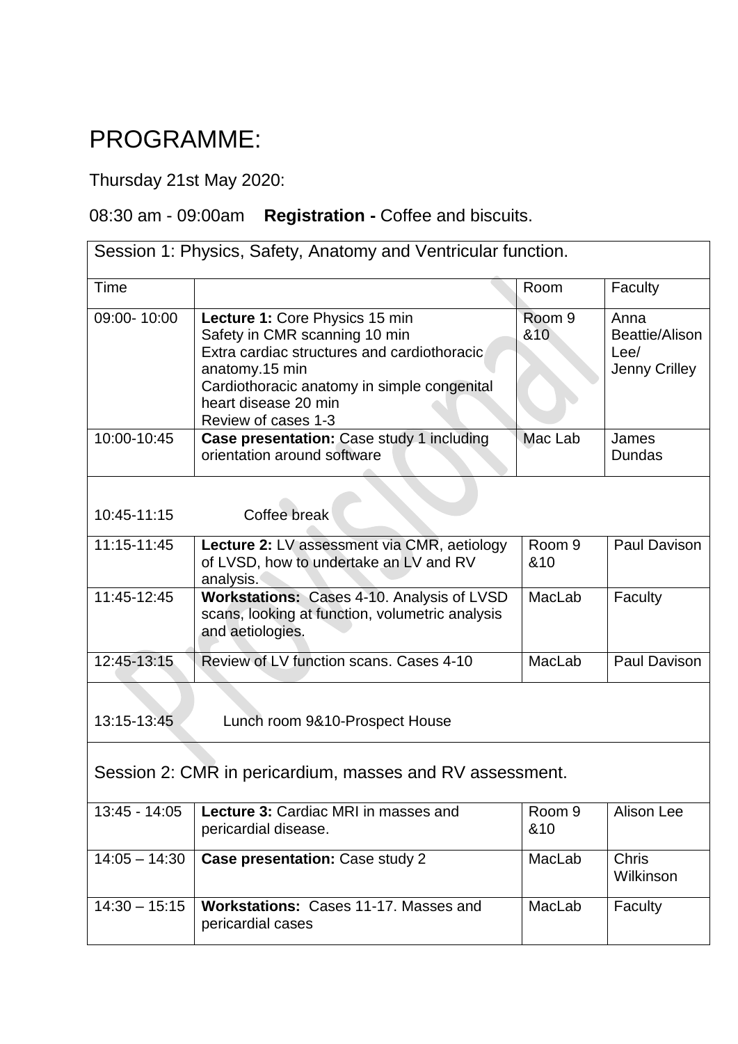# PROGRAMME:

Thursday 21st May 2020:

08:30 am - 09:00am **Registration -** Coffee and biscuits.

| Session 1: Physics, Safety, Anatomy and Ventricular function. | | | |
|---|---|---|---|
| Time | | Room | Faculty |
| 09:00- 10:00 | **Lecture 1:** Core Physics 15 min<br>Safety in CMR scanning 10 min<br>Extra cardiac structures and cardiothoracic anatomy.15 min<br>Cardiothoracic anatomy in simple congenital heart disease 20 min<br>Review of cases 1-3 | Room 9 &10 | Anna Beattie/Alison Lee/<br>Jenny Crilley |
| 10:00-10:45 | **Case presentation:** Case study 1 including orientation around software | Mac Lab | James Dundas |
| 10:45-11:15 | Coffee break | | |
| 11:15-11:45 | **Lecture 2:** LV assessment via CMR, aetiology of LVSD, how to undertake an LV and RV analysis. | Room 9 &10 | Paul Davison |
| 11:45-12:45 | **Workstations:** Cases 4-10. Analysis of LVSD scans, looking at function, volumetric analysis and aetiologies. | MacLab | Faculty |
| 12:45-13:15 | Review of LV function scans. Cases 4-10 | MacLab | Paul Davison |
| 13:15-13:45 | Lunch room 9&10-Prospect House | | |
| Session 2: CMR in pericardium, masses and RV assessment. | | | |
| 13:45 - 14:05 | **Lecture 3:** Cardiac MRI in masses and pericardial disease. | Room 9 &10 | Alison Lee |
| 14:05 – 14:30 | **Case presentation:** Case study 2 | MacLab | Chris Wilkinson |
| 14:30 – 15:15 | **Workstations:** Cases 11-17. Masses and pericardial cases | MacLab | Faculty |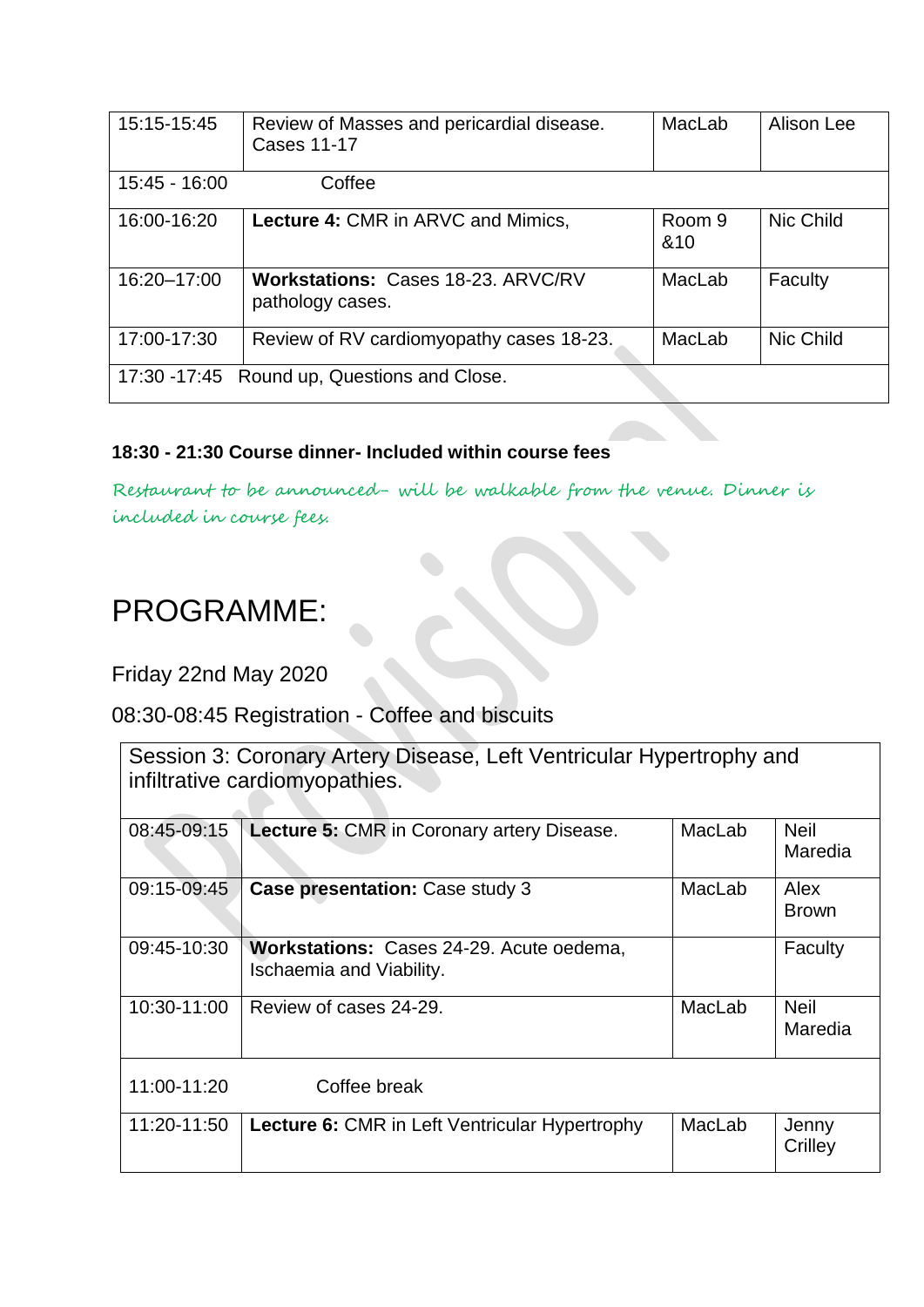| 15:15-15:45 | Review of Masses and pericardial disease. Cases 11-17 | MacLab | Alison Lee |
|---|---|---|---|
| 15:45 - 16:00 | Coffee | | |
| 16:00-16:20 | **Lecture 4:** CMR in ARVC and Mimics, | Room 9 &10 | Nic Child |
| 16:20–17:00 | **Workstations:** Cases 18-23. ARVC/RV pathology cases. | MacLab | Faculty |
| 17:00-17:30 | Review of RV cardiomyopathy cases 18-23. | MacLab | Nic Child |
| 17:30 -17:45 | Round up, Questions and Close. | | |

**18:30 - 21:30 Course dinner- Included within course fees**

*Restaurant to be announced– will be walkable from the venue. Dinner is included in course fees.*

# PROGRAMME:

Friday 22nd May 2020

08:30-08:45 Registration - Coffee and biscuits

| Session 3: Coronary Artery Disease, Left Ventricular Hypertrophy and infiltrative cardiomyopathies. | | | |
|---|---|---|---|
| 08:45-09:15 | **Lecture 5:** CMR in Coronary artery Disease. | MacLab | Neil Maredia |
| 09:15-09:45 | **Case presentation:** Case study 3 | MacLab | Alex Brown |
| 09:45-10:30 | **Workstations:** Cases 24-29. Acute oedema, Ischaemia and Viability. | | Faculty |
| 10:30-11:00 | Review of cases 24-29. | MacLab | Neil Maredia |
| 11:00-11:20 | Coffee break | | |
| 11:20-11:50 | **Lecture 6:** CMR in Left Ventricular Hypertrophy | MacLab | Jenny Crilley |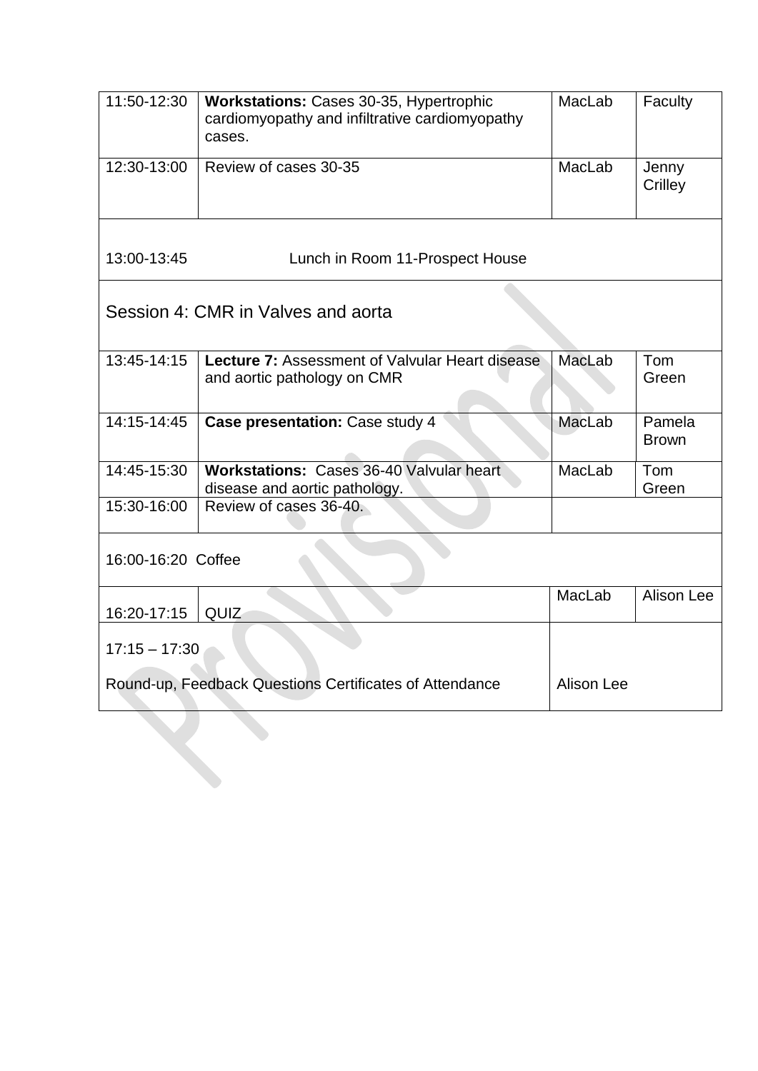| | | | |
|---|---|---|---|
| 11:50-12:30 | **Workstations:** Cases 30-35, Hypertrophic cardiomyopathy and infiltrative cardiomyopathy cases. | MacLab | Faculty |
| 12:30-13:00 | Review of cases 30-35 | MacLab | Jenny Crilley |
| 13:00-13:45 | Lunch in Room 11-Prospect House | | |
| Session 4: CMR in Valves and aorta | | | |
| 13:45-14:15 | **Lecture 7:** Assessment of Valvular Heart disease and aortic pathology on CMR | MacLab | Tom Green |
| 14:15-14:45 | **Case presentation:** Case study 4 | MacLab | Pamela Brown |
| 14:45-15:30 | **Workstations:** Cases 36-40 Valvular heart disease and aortic pathology. | MacLab | Tom Green |
| 15:30-16:00 | Review of cases 36-40. | | |
| 16:00-16:20 Coffee | | | |
| 16:20-17:15 | QUIZ | MacLab | Alison Lee |
| 17:15 – 17:30<br>Round-up, Feedback Questions Certificates of Attendance | | Alison Lee | |